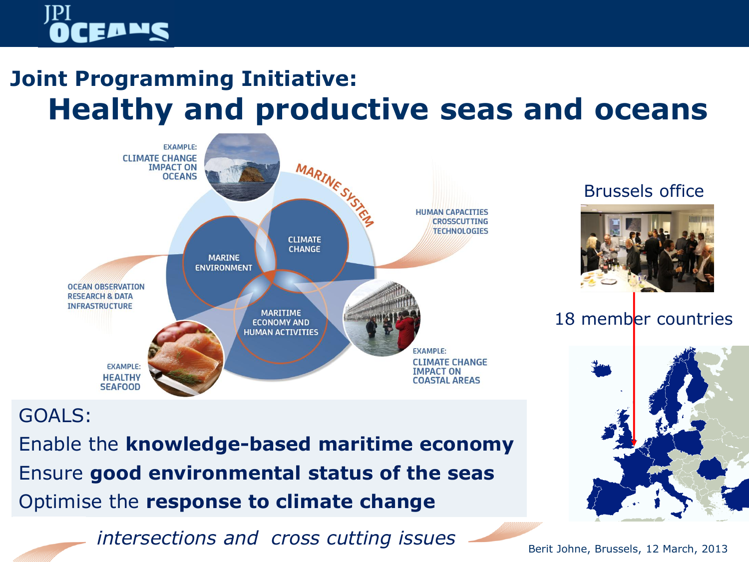# JPI OCEANS

## Joint Programming Initiative:

# Healthy and productive seas and oceans

EXAMPLE: CLIMATE CHANGE IMPACT ON OCEANS

MARINE SYSTEM

MARINE ENVIRONMENT

CLIMATE CHANGE

MARITIME ECONOMY AND HUMAN ACTIVITIES

HUMAN CAPACITIES CROSSCUTTING TECHNOLOGIES

OCEAN OBSERVATION RESEARCH & DATA INFRASTRUCTURE

EXAMPLE: HEALTHY SEAFOOD

EXAMPLE: CLIMATE CHANGE IMPACT ON COASTAL AREAS

Brussels office

18 member countries

GOALS:

Enable the **knowledge-based maritime economy**

Ensure **good environmental status of the seas**

Optimise the **response to climate change**

*intersections and cross cutting issues*

Berit Johne, Brussels, 12 March, 2013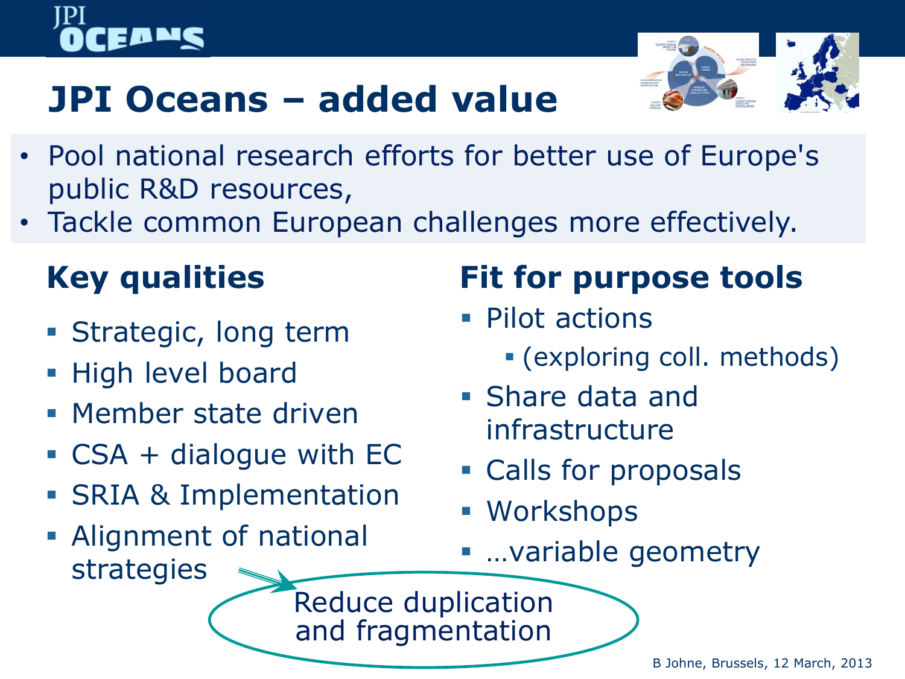# JPI Oceans – added value

- Pool national research efforts for better use of Europe's public R&D resources,
- Tackle common European challenges more effectively.

## Key qualities

- Strategic, long term
- High level board
- Member state driven
- CSA + dialogue with EC
- SRIA & Implementation
- Alignment of national strategies

## Fit for purpose tools

- Pilot actions
  - (exploring coll. methods)
- Share data and infrastructure
- Calls for proposals
- Workshops
- …variable geometry

Reduce duplication and fragmentation

B Johne, Brussels, 12 March, 2013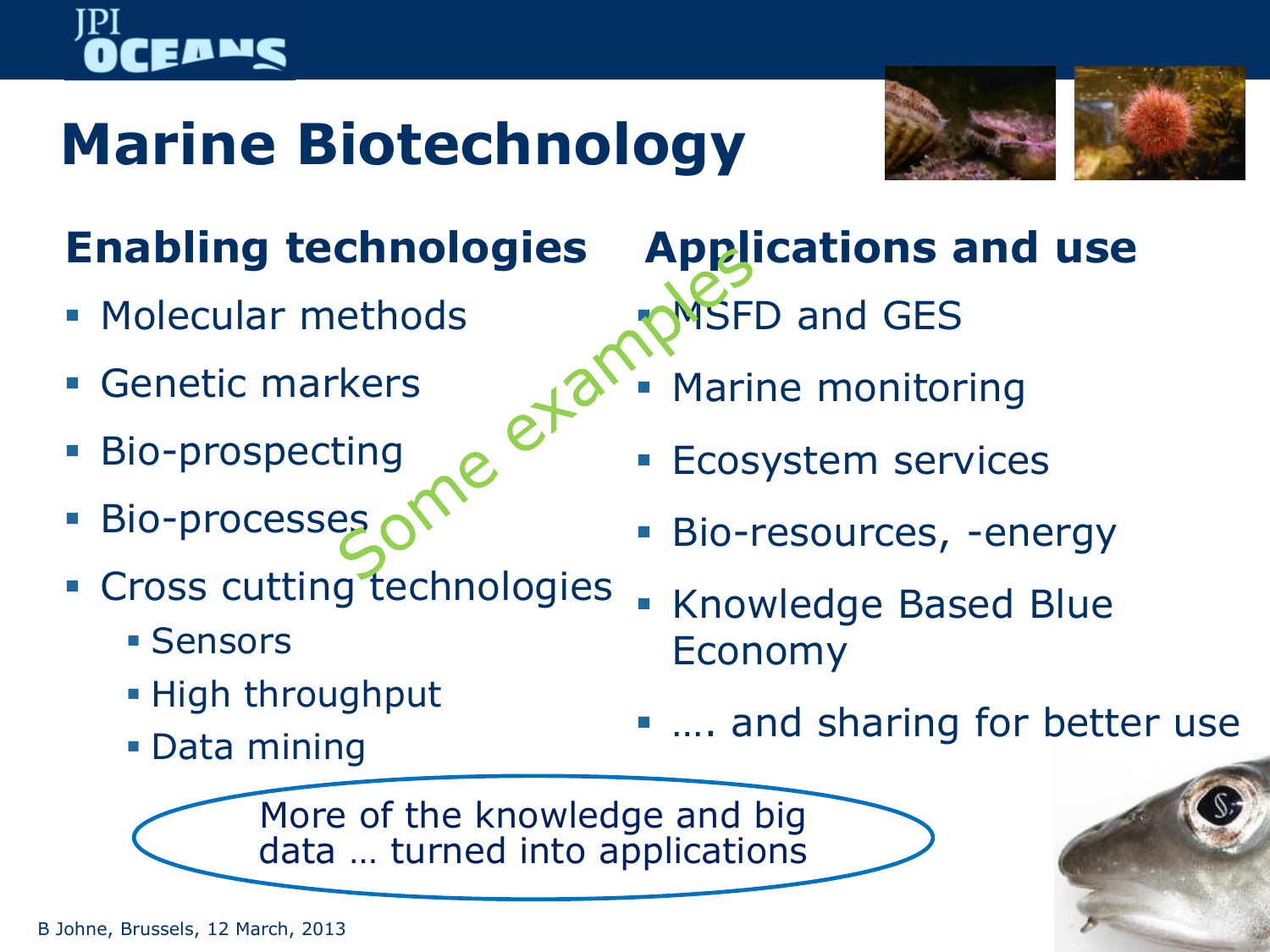# Marine Biotechnology

## Enabling technologies

- Molecular methods
- Genetic markers
- Bio-prospecting
- Bio-processes
- Cross cutting technologies
  - Sensors
  - High throughput
  - Data mining

## Applications and use

- MSFD and GES
- Marine monitoring
- Ecosystem services
- Bio-resources, -energy
- Knowledge Based Blue Economy
- …. and sharing for better use

Some examples

More of the knowledge and big data … turned into applications

B Johne, Brussels, 12 March, 2013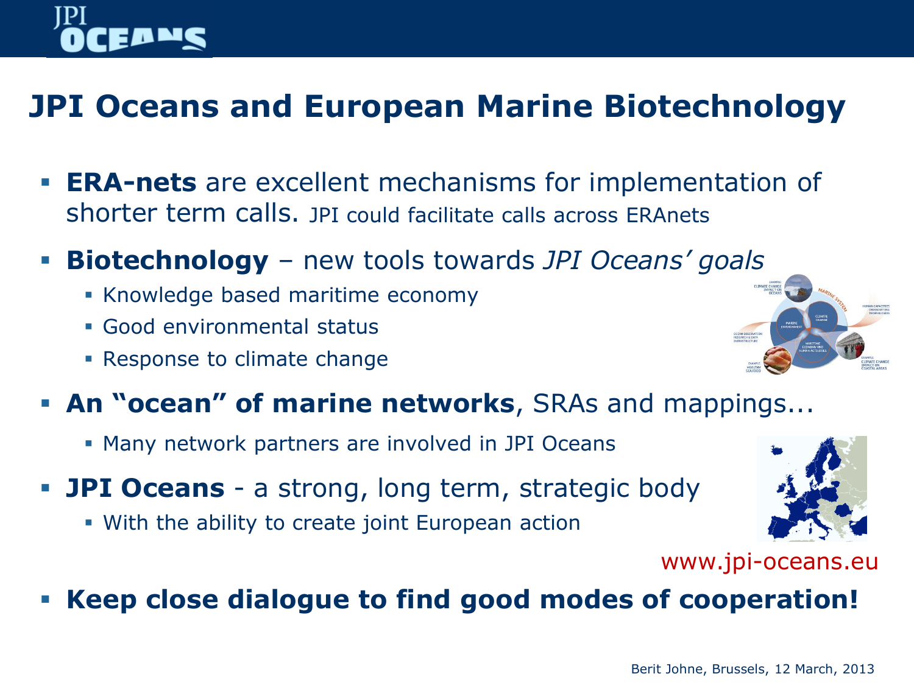# JPI Oceans and European Marine Biotechnology

- **ERA-nets** are excellent mechanisms for implementation of shorter term calls. JPI could facilitate calls across ERAnets
- **Biotechnology** – new tools towards *JPI Oceans' goals*
  - Knowledge based maritime economy
  - Good environmental status
  - Response to climate change
- **An "ocean" of marine networks**, SRAs and mappings…
  - Many network partners are involved in JPI Oceans
- **JPI Oceans** - a strong, long term, strategic body
  - With the ability to create joint European action

www.jpi-oceans.eu

- **Keep close dialogue to find good modes of cooperation!**

Berit Johne, Brussels, 12 March, 2013